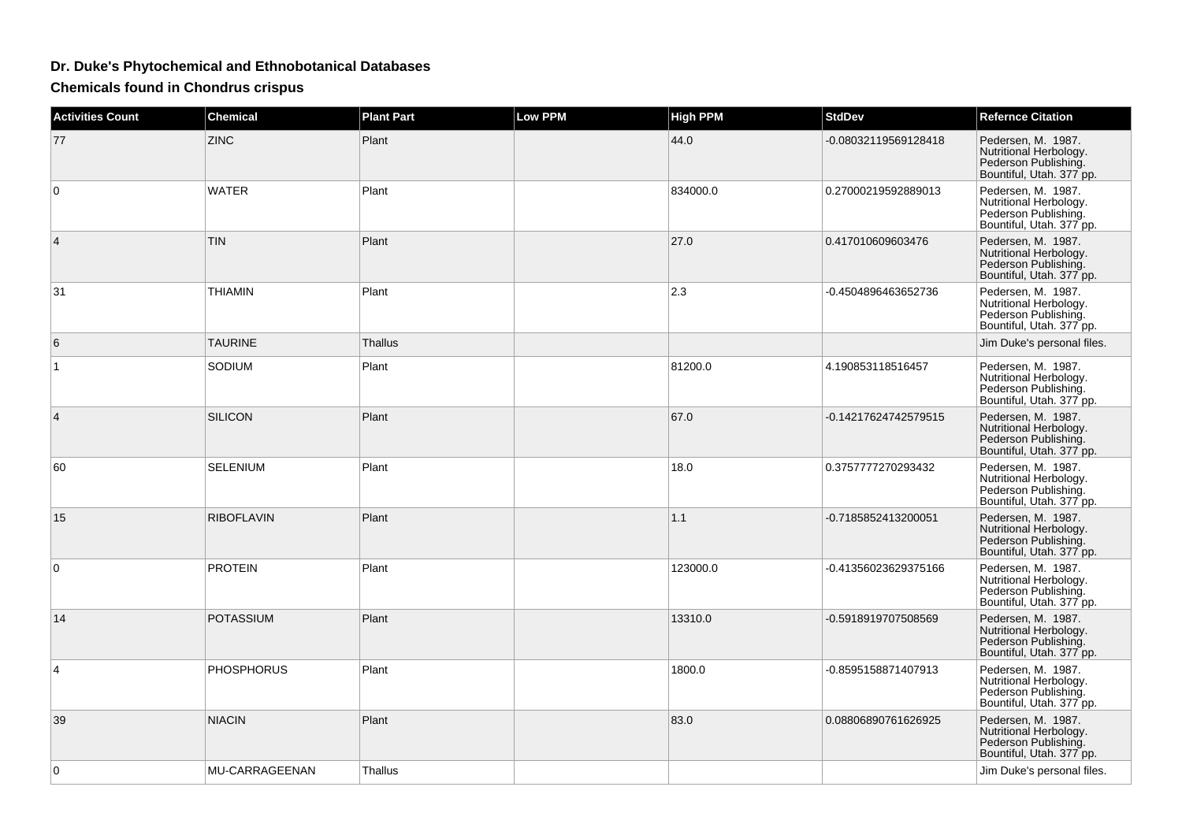# Dr. Duke's Phytochemical and Ethnobotanical Databases

## Chemicals found in Chondrus crispus

| Activities Count | Chemical | Plant Part | Low PPM | High PPM | StdDev | Refernce Citation |
|---|---|---|---|---|---|---|
| 77 | ZINC | Plant | | 44.0 | -0.08032119569128418 | Pedersen, M. 1987. Nutritional Herbology. Pederson Publishing. Bountiful, Utah. 377 pp. |
| 0 | WATER | Plant | | 834000.0 | 0.27000219592889013 | Pedersen, M. 1987. Nutritional Herbology. Pederson Publishing. Bountiful, Utah. 377 pp. |
| 4 | TIN | Plant | | 27.0 | 0.417010609603476 | Pedersen, M. 1987. Nutritional Herbology. Pederson Publishing. Bountiful, Utah. 377 pp. |
| 31 | THIAMIN | Plant | | 2.3 | -0.4504896463652736 | Pedersen, M. 1987. Nutritional Herbology. Pederson Publishing. Bountiful, Utah. 377 pp. |
| 6 | TAURINE | Thallus | | | | Jim Duke's personal files. |
| 1 | SODIUM | Plant | | 81200.0 | 4.190853118516457 | Pedersen, M. 1987. Nutritional Herbology. Pederson Publishing. Bountiful, Utah. 377 pp. |
| 4 | SILICON | Plant | | 67.0 | -0.14217624742579515 | Pedersen, M. 1987. Nutritional Herbology. Pederson Publishing. Bountiful, Utah. 377 pp. |
| 60 | SELENIUM | Plant | | 18.0 | 0.3757777270293432 | Pedersen, M. 1987. Nutritional Herbology. Pederson Publishing. Bountiful, Utah. 377 pp. |
| 15 | RIBOFLAVIN | Plant | | 1.1 | -0.7185852413200051 | Pedersen, M. 1987. Nutritional Herbology. Pederson Publishing. Bountiful, Utah. 377 pp. |
| 0 | PROTEIN | Plant | | 123000.0 | -0.41356023629375166 | Pedersen, M. 1987. Nutritional Herbology. Pederson Publishing. Bountiful, Utah. 377 pp. |
| 14 | POTASSIUM | Plant | | 13310.0 | -0.5918919707508569 | Pedersen, M. 1987. Nutritional Herbology. Pederson Publishing. Bountiful, Utah. 377 pp. |
| 4 | PHOSPHORUS | Plant | | 1800.0 | -0.8595158871407913 | Pedersen, M. 1987. Nutritional Herbology. Pederson Publishing. Bountiful, Utah. 377 pp. |
| 39 | NIACIN | Plant | | 83.0 | 0.08806890761626925 | Pedersen, M. 1987. Nutritional Herbology. Pederson Publishing. Bountiful, Utah. 377 pp. |
| 0 | MU-CARRAGEENAN | Thallus | | | | Jim Duke's personal files. |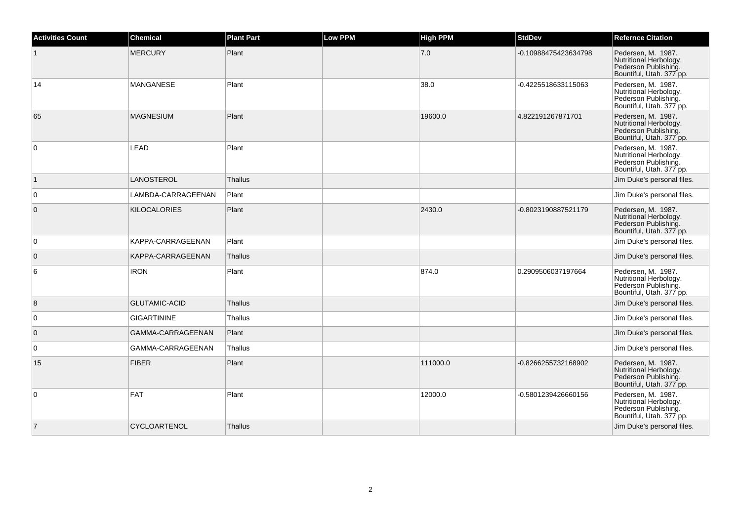| Activities Count | Chemical | Plant Part | Low PPM | High PPM | StdDev | Refernce Citation |
| --- | --- | --- | --- | --- | --- | --- |
| 1 | MERCURY | Plant | | 7.0 | -0.10988475423634798 | Pedersen, M. 1987. Nutritional Herbology. Pederson Publishing. Bountiful, Utah. 377 pp. |
| 14 | MANGANESE | Plant | | 38.0 | -0.4225518633115063 | Pedersen, M. 1987. Nutritional Herbology. Pederson Publishing. Bountiful, Utah. 377 pp. |
| 65 | MAGNESIUM | Plant | | 19600.0 | 4.822191267871701 | Pedersen, M. 1987. Nutritional Herbology. Pederson Publishing. Bountiful, Utah. 377 pp. |
| 0 | LEAD | Plant | | | | Pedersen, M. 1987. Nutritional Herbology. Pederson Publishing. Bountiful, Utah. 377 pp. |
| 1 | LANOSTEROL | Thallus | | | | Jim Duke's personal files. |
| 0 | LAMBDA-CARRAGEENAN | Plant | | | | Jim Duke's personal files. |
| 0 | KILOCALORIES | Plant | | 2430.0 | -0.8023190887521179 | Pedersen, M. 1987. Nutritional Herbology. Pederson Publishing. Bountiful, Utah. 377 pp. |
| 0 | KAPPA-CARRAGEENAN | Plant | | | | Jim Duke's personal files. |
| 0 | KAPPA-CARRAGEENAN | Thallus | | | | Jim Duke's personal files. |
| 6 | IRON | Plant | | 874.0 | 0.2909506037197664 | Pedersen, M. 1987. Nutritional Herbology. Pederson Publishing. Bountiful, Utah. 377 pp. |
| 8 | GLUTAMIC-ACID | Thallus | | | | Jim Duke's personal files. |
| 0 | GIGARTININE | Thallus | | | | Jim Duke's personal files. |
| 0 | GAMMA-CARRAGEENAN | Plant | | | | Jim Duke's personal files. |
| 0 | GAMMA-CARRAGEENAN | Thallus | | | | Jim Duke's personal files. |
| 15 | FIBER | Plant | | 111000.0 | -0.8266255732168902 | Pedersen, M. 1987. Nutritional Herbology. Pederson Publishing. Bountiful, Utah. 377 pp. |
| 0 | FAT | Plant | | 12000.0 | -0.5801239426660156 | Pedersen, M. 1987. Nutritional Herbology. Pederson Publishing. Bountiful, Utah. 377 pp. |
| 7 | CYCLOARTENOL | Thallus | | | | Jim Duke's personal files. |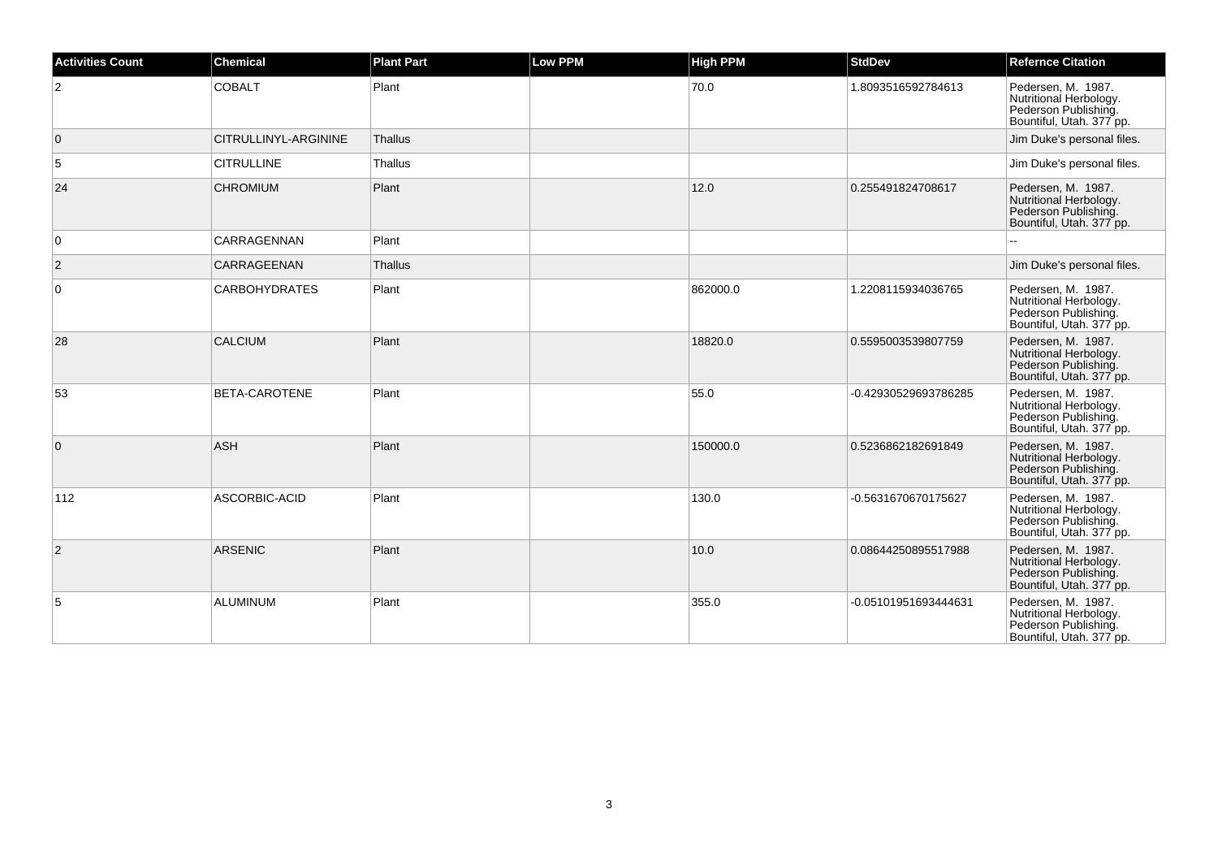| Activities Count | Chemical | Plant Part | Low PPM | High PPM | StdDev | Refernce Citation |
|---|---|---|---|---|---|---|
| 2 | COBALT | Plant | | 70.0 | 1.8093516592784613 | Pedersen, M. 1987. Nutritional Herbology. Pederson Publishing. Bountiful, Utah. 377 pp. |
| 0 | CITRULLINYL-ARGININE | Thallus | | | | Jim Duke's personal files. |
| 5 | CITRULLINE | Thallus | | | | Jim Duke's personal files. |
| 24 | CHROMIUM | Plant | | 12.0 | 0.255491824708617 | Pedersen, M. 1987. Nutritional Herbology. Pederson Publishing. Bountiful, Utah. 377 pp. |
| 0 | CARRAGENNAN | Plant | | | | -- |
| 2 | CARRAGEENAN | Thallus | | | | Jim Duke's personal files. |
| 0 | CARBOHYDRATES | Plant | | 862000.0 | 1.2208115934036765 | Pedersen, M. 1987. Nutritional Herbology. Pederson Publishing. Bountiful, Utah. 377 pp. |
| 28 | CALCIUM | Plant | | 18820.0 | 0.5595003539807759 | Pedersen, M. 1987. Nutritional Herbology. Pederson Publishing. Bountiful, Utah. 377 pp. |
| 53 | BETA-CAROTENE | Plant | | 55.0 | -0.42930529693786285 | Pedersen, M. 1987. Nutritional Herbology. Pederson Publishing. Bountiful, Utah. 377 pp. |
| 0 | ASH | Plant | | 150000.0 | 0.5236862182691849 | Pedersen, M. 1987. Nutritional Herbology. Pederson Publishing. Bountiful, Utah. 377 pp. |
| 112 | ASCORBIC-ACID | Plant | | 130.0 | -0.5631670670175627 | Pedersen, M. 1987. Nutritional Herbology. Pederson Publishing. Bountiful, Utah. 377 pp. |
| 2 | ARSENIC | Plant | | 10.0 | 0.08644250895517988 | Pedersen, M. 1987. Nutritional Herbology. Pederson Publishing. Bountiful, Utah. 377 pp. |
| 5 | ALUMINUM | Plant | | 355.0 | -0.05101951693444631 | Pedersen, M. 1987. Nutritional Herbology. Pederson Publishing. Bountiful, Utah. 377 pp. |